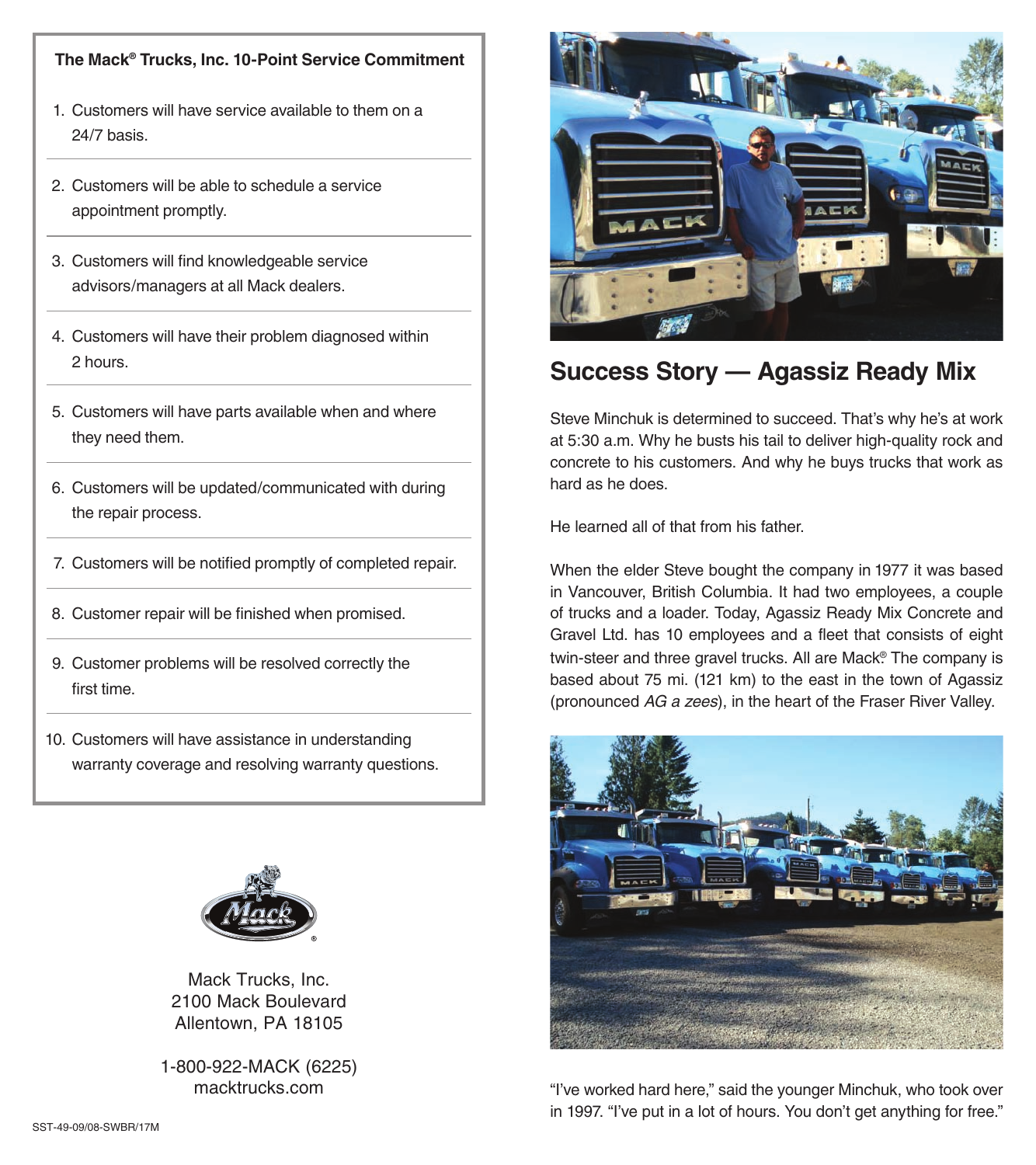**The Mack® Trucks, Inc. 10-Point Service Commitment**

1. Customers will have service available to them on a 24/7 basis.
2. Customers will be able to schedule a service appointment promptly.
3. Customers will find knowledgeable service advisors/managers at all Mack dealers.
4. Customers will have their problem diagnosed within 2 hours.
5. Customers will have parts available when and where they need them.
6. Customers will be updated/communicated with during the repair process.
7. Customers will be notified promptly of completed repair.
8. Customer repair will be finished when promised.
9. Customer problems will be resolved correctly the first time.
10. Customers will have assistance in understanding warranty coverage and resolving warranty questions.

Mack Trucks, Inc.
2100 Mack Boulevard
Allentown, PA 18105

1-800-922-MACK (6225)
macktrucks.com

SST-49-09/08-SWBR/17M

## Success Story — Agassiz Ready Mix

Steve Minchuk is determined to succeed. That's why he's at work at 5:30 a.m. Why he busts his tail to deliver high-quality rock and concrete to his customers. And why he buys trucks that work as hard as he does.

He learned all of that from his father.

When the elder Steve bought the company in 1977 it was based in Vancouver, British Columbia. It had two employees, a couple of trucks and a loader. Today, Agassiz Ready Mix Concrete and Gravel Ltd. has 10 employees and a fleet that consists of eight twin-steer and three gravel trucks. All are Mack® The company is based about 75 mi. (121 km) to the east in the town of Agassiz (pronounced *AG a zees*), in the heart of the Fraser River Valley.

"I've worked hard here," said the younger Minchuk, who took over in 1997. "I've put in a lot of hours. You don't get anything for free."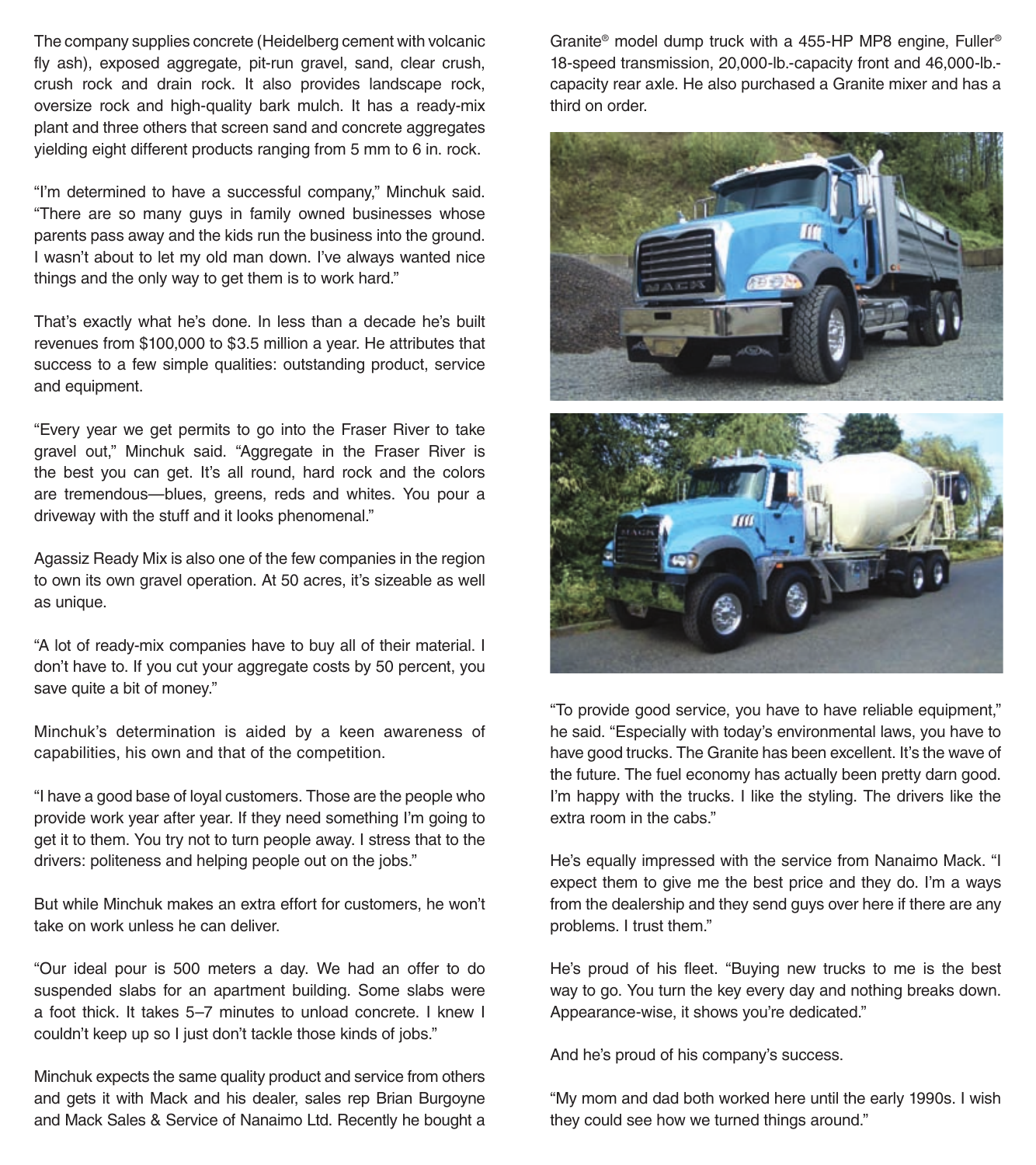The company supplies concrete (Heidelberg cement with volcanic fly ash), exposed aggregate, pit-run gravel, sand, clear crush, crush rock and drain rock. It also provides landscape rock, oversize rock and high-quality bark mulch. It has a ready-mix plant and three others that screen sand and concrete aggregates yielding eight different products ranging from 5 mm to 6 in. rock.

"I'm determined to have a successful company," Minchuk said. "There are so many guys in family owned businesses whose parents pass away and the kids run the business into the ground. I wasn't about to let my old man down. I've always wanted nice things and the only way to get them is to work hard."

That's exactly what he's done. In less than a decade he's built revenues from $100,000 to $3.5 million a year. He attributes that success to a few simple qualities: outstanding product, service and equipment.

"Every year we get permits to go into the Fraser River to take gravel out," Minchuk said. "Aggregate in the Fraser River is the best you can get. It's all round, hard rock and the colors are tremendous—blues, greens, reds and whites. You pour a driveway with the stuff and it looks phenomenal."

Agassiz Ready Mix is also one of the few companies in the region to own its own gravel operation. At 50 acres, it's sizeable as well as unique.

"A lot of ready-mix companies have to buy all of their material. I don't have to. If you cut your aggregate costs by 50 percent, you save quite a bit of money."

Minchuk's determination is aided by a keen awareness of capabilities, his own and that of the competition.

"I have a good base of loyal customers. Those are the people who provide work year after year. If they need something I'm going to get it to them. You try not to turn people away. I stress that to the drivers: politeness and helping people out on the jobs."

But while Minchuk makes an extra effort for customers, he won't take on work unless he can deliver.

"Our ideal pour is 500 meters a day. We had an offer to do suspended slabs for an apartment building. Some slabs were a foot thick. It takes 5–7 minutes to unload concrete. I knew I couldn't keep up so I just don't tackle those kinds of jobs."

Minchuk expects the same quality product and service from others and gets it with Mack and his dealer, sales rep Brian Burgoyne and Mack Sales & Service of Nanaimo Ltd. Recently he bought a Granite® model dump truck with a 455-HP MP8 engine, Fuller® 18-speed transmission, 20,000-lb.-capacity front and 46,000-lb.-capacity rear axle. He also purchased a Granite mixer and has a third on order.

"To provide good service, you have to have reliable equipment," he said. "Especially with today's environmental laws, you have to have good trucks. The Granite has been excellent. It's the wave of the future. The fuel economy has actually been pretty darn good. I'm happy with the trucks. I like the styling. The drivers like the extra room in the cabs."

He's equally impressed with the service from Nanaimo Mack. "I expect them to give me the best price and they do. I'm a ways from the dealership and they send guys over here if there are any problems. I trust them."

He's proud of his fleet. "Buying new trucks to me is the best way to go. You turn the key every day and nothing breaks down. Appearance-wise, it shows you're dedicated."

And he's proud of his company's success.

"My mom and dad both worked here until the early 1990s. I wish they could see how we turned things around."